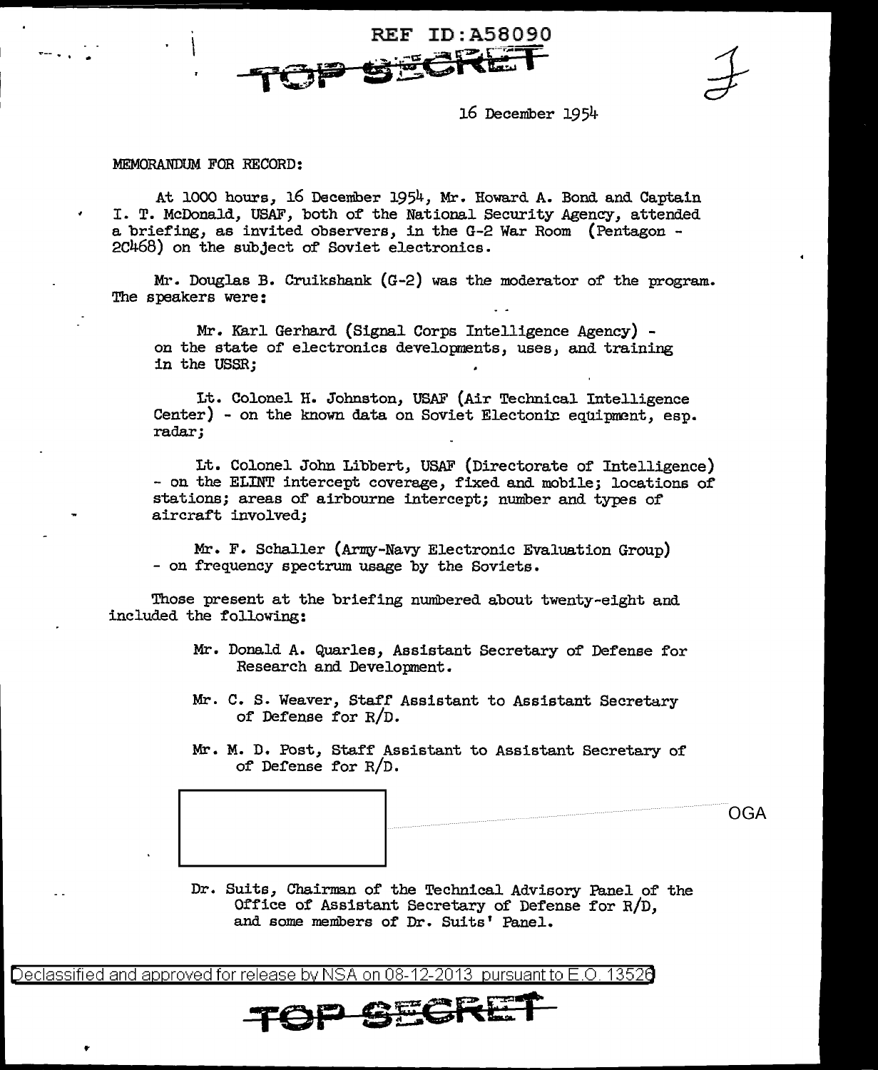REF ID:A58090

TOP SECRET

16 December 1954

MEMORANDUM FOR RECORD:

At 1000 hours, 16 December 1954, Mr. Howard A. Bond and Captain I. T. McDonald, USAF, both of the National Security Agency, attended a briefing, as invited observers, in the G-2 War Room (Pentagon - 2C468) on the subject of Soviet electronics.

Mr. Douglas B. Cruikshank (G-2) was the moderator of the program. The speakers were:

Mr. Karl Gerhard (Signal Corps Intelligence Agency) - on the state of electronics developments, uses, and training in the USSR;

Lt. Colonel H. Johnston, USAF (Air Technical Intelligence Center) - on the known data on Soviet Electonic equipment, esp. radar;

Lt. Colonel John Libbert, USAF (Directorate of Intelligence) - on the ELINT intercept coverage, fixed and mobile; locations of stations; areas of airbourne intercept; number and types of aircraft involved;

Mr. F. Schaller (Army-Navy Electronic Evaluation Group) - on frequency spectrum usage by the Soviets.

Those present at the briefing numbered about twenty-eight and included the following:

Mr. Donald A. Quarles, Assistant Secretary of Defense for Research and Development.

Mr. C. S. Weaver, Staff Assistant to Assistant Secretary of Defense for R/D.

Mr. M. D. Post, Staff Assistant to Assistant Secretary of of Defense for R/D.

[REDACTED] OGA

Dr. Suits, Chairman of the Technical Advisory Panel of the Office of Assistant Secretary of Defense for R/D, and some members of Dr. Suits' Panel.

Declassified and approved for release by NSA on 08-12-2013 pursuant to E.O. 13526

TOP SECRET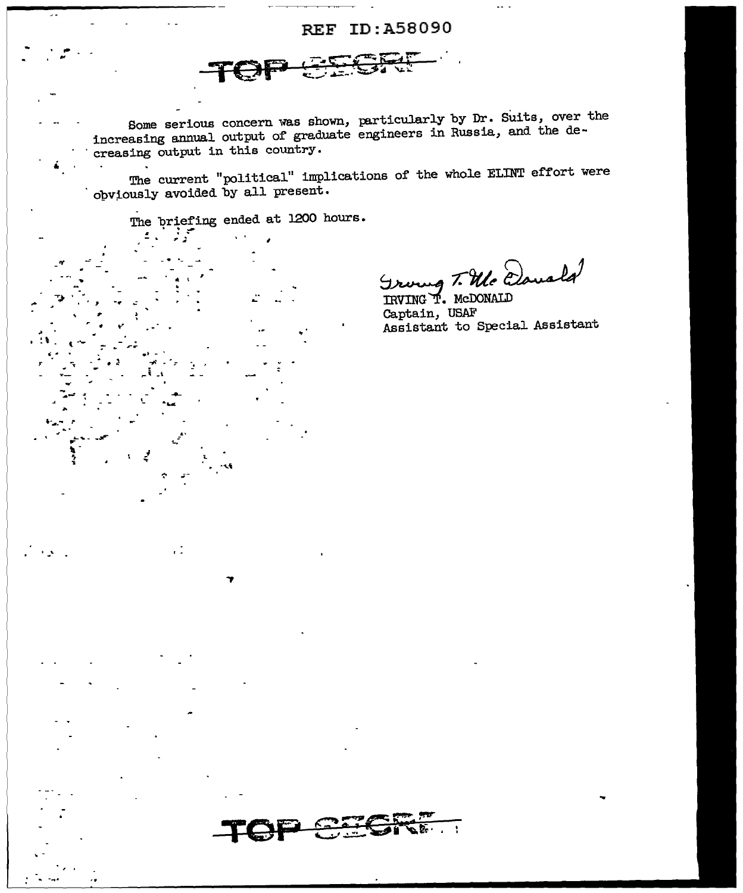REF ID:A58090

~~TOP SECRET~~

Some serious concern was shown, particularly by Dr. Suits, over the increasing annual output of graduate engineers in Russia, and the decreasing output in this country.

The current "political" implications of the whole ELINT effort were obviously avoided by all present.

The briefing ended at 1200 hours.

Irving T. McDonald

IRVING T. McDONALD
Captain, USAF
Assistant to Special Assistant

~~TOP SECRET~~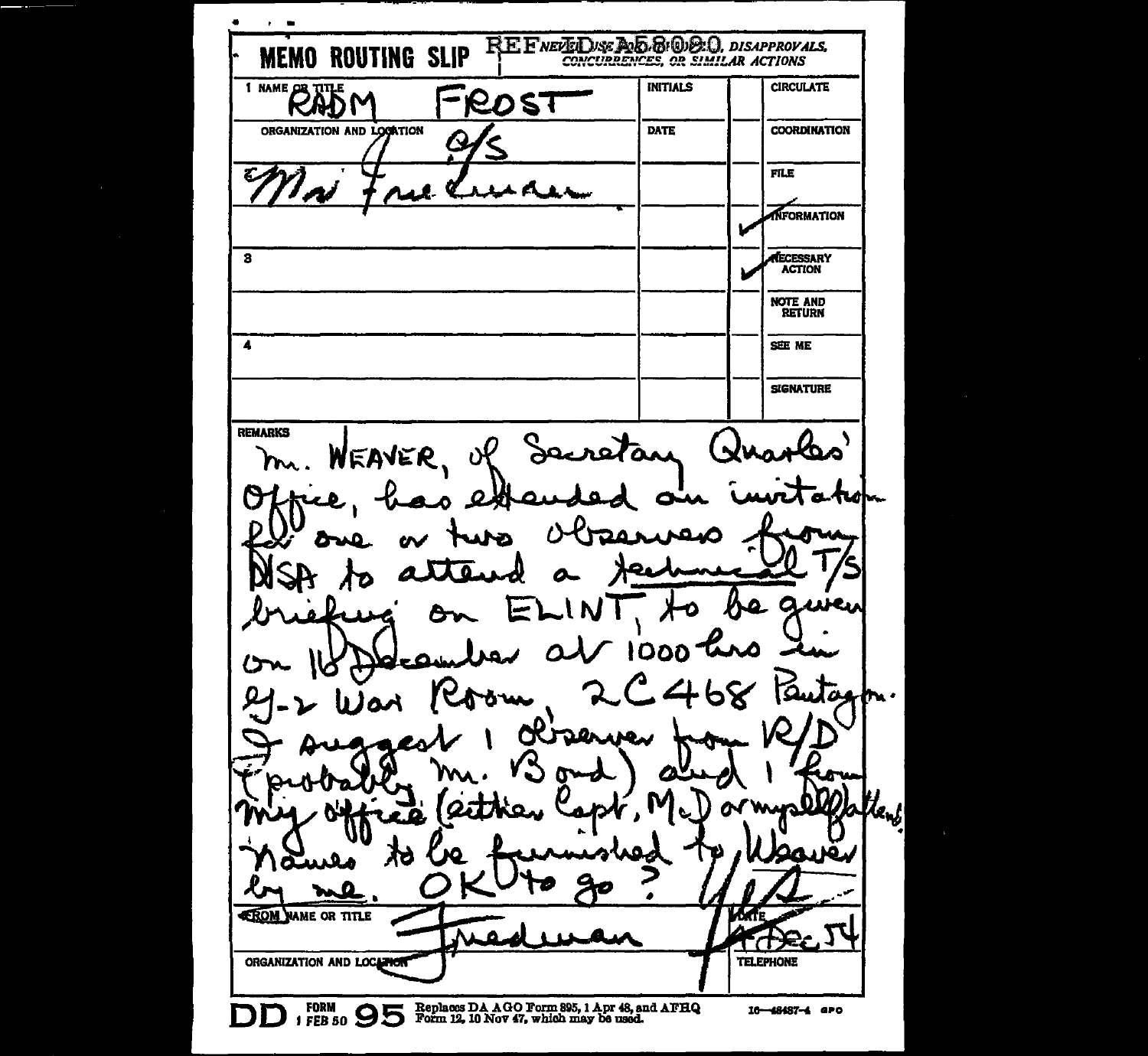# MEMO ROUTING SLIP

REF ID:A58080

NEVER USE FOR APPROVALS, DISAPPROVALS, CONCURRENCES, OR SIMILAR ACTIONS

| NAME OR TITLE | INITIALS | | |
|---|---|---|---|
| 1 RADM FROST | | | CIRCULATE |
| ORGANIZATION AND LOCATION: C/S | DATE | | COORDINATION |
| 2 Mr Friedman | | | FILE |
| | | ✓ | INFORMATION |
| 3 | | ✓ | NECESSARY ACTION |
| | | | NOTE AND RETURN |
| 4 | | | SEE ME |
| | | | SIGNATURE |

**REMARKS**

Mr. WEAVER, of Secretary Quarles' Office, has extended an invitation for one or two Observers from NSA to attend a technical T/S briefing on ELINT, to be given on 16 December at 1000 hrs in G-2 War Room, 2C468 Pentagon. I suggest 1 observer from R/D (probably Mr. Bond) and 1 from my office (either Capt. McD or myself) (attend). Names to be furnished to Weaver by me. OK to go?

FROM NAME OR TITLE: Friedman

DATE: 14 Dec 54

ORGANIZATION AND LOCATION

TELEPHONE

DD FORM 1 FEB 50 95 Replaces DA AGO Form 895, 1 Apr 48, and AFHQ Form 12, 10 Nov 47, which may be used. 16—48487-4 GPO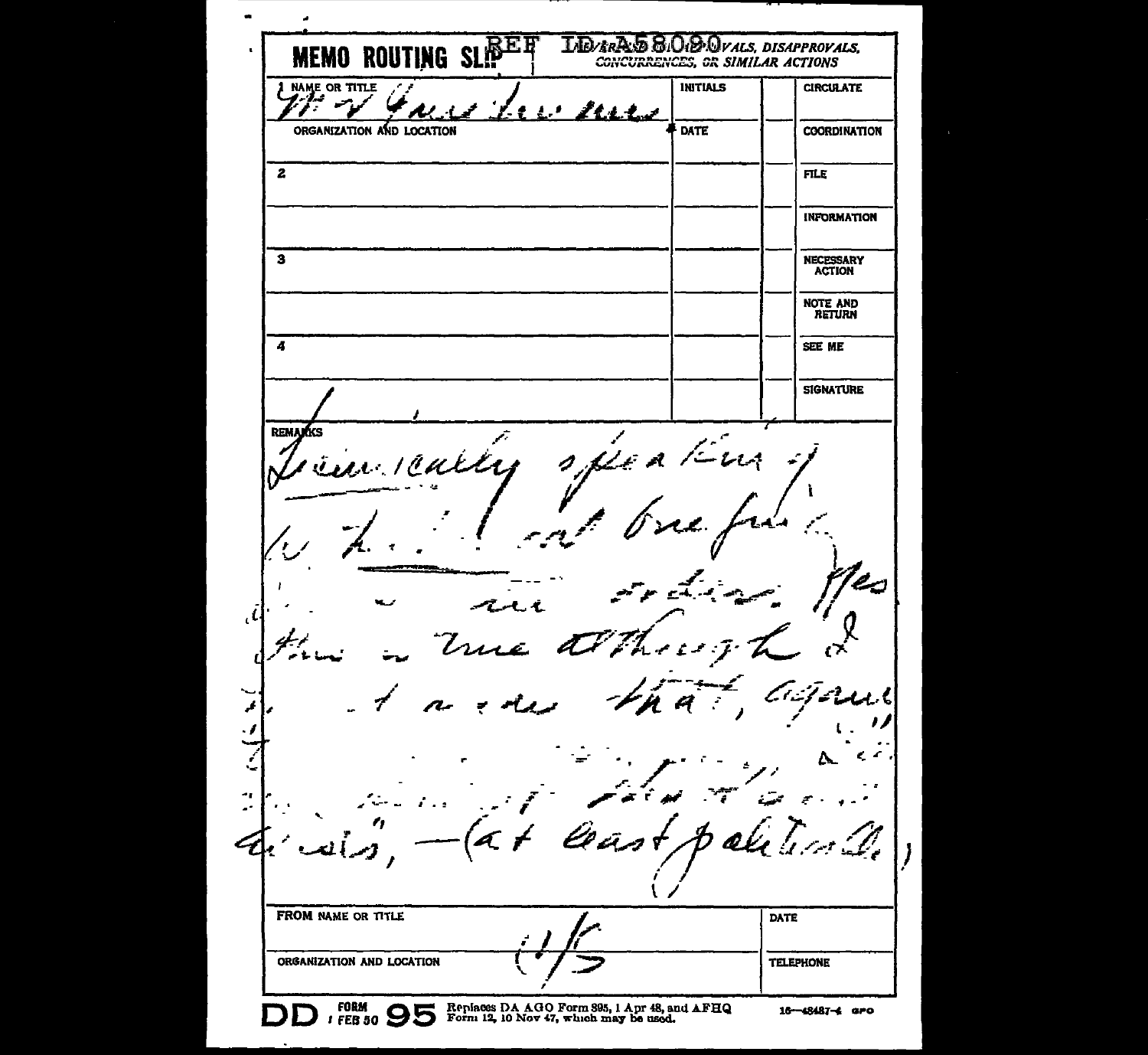# MEMO ROUTING SLIP

REF ID:A58080

FOR APPROVALS, DISAPPROVALS, CONCURRENCES, OR SIMILAR ACTIONS

| | NAME OR TITLE | INITIALS | | CIRCULATE |
|---|---|---|---|---|
| 1 | Mr. Friedman | | | |
| | ORGANIZATION AND LOCATION | DATE | | COORDINATION |
| 2 | | | | FILE |
| | | | | INFORMATION |
| 3 | | | | NECESSARY ACTION |
| | | | | NOTE AND RETURN |
| 4 | | | | SEE ME |
| | | | | SIGNATURE |

REMARKS

Technically speaking of the ... one ... Yes this is true although I ... that, ... (at least politically)

| FROM NAME OR TITLE | DATE |
|---|---|
| | |
| ORGANIZATION AND LOCATION | TELEPHONE |

DD FORM 1 FEB 50 95 Replaces DA AGO Form 895, 1 Apr 48, and AFHQ Form 12, 10 Nov 47, which may be used.

16—48487-4 GPO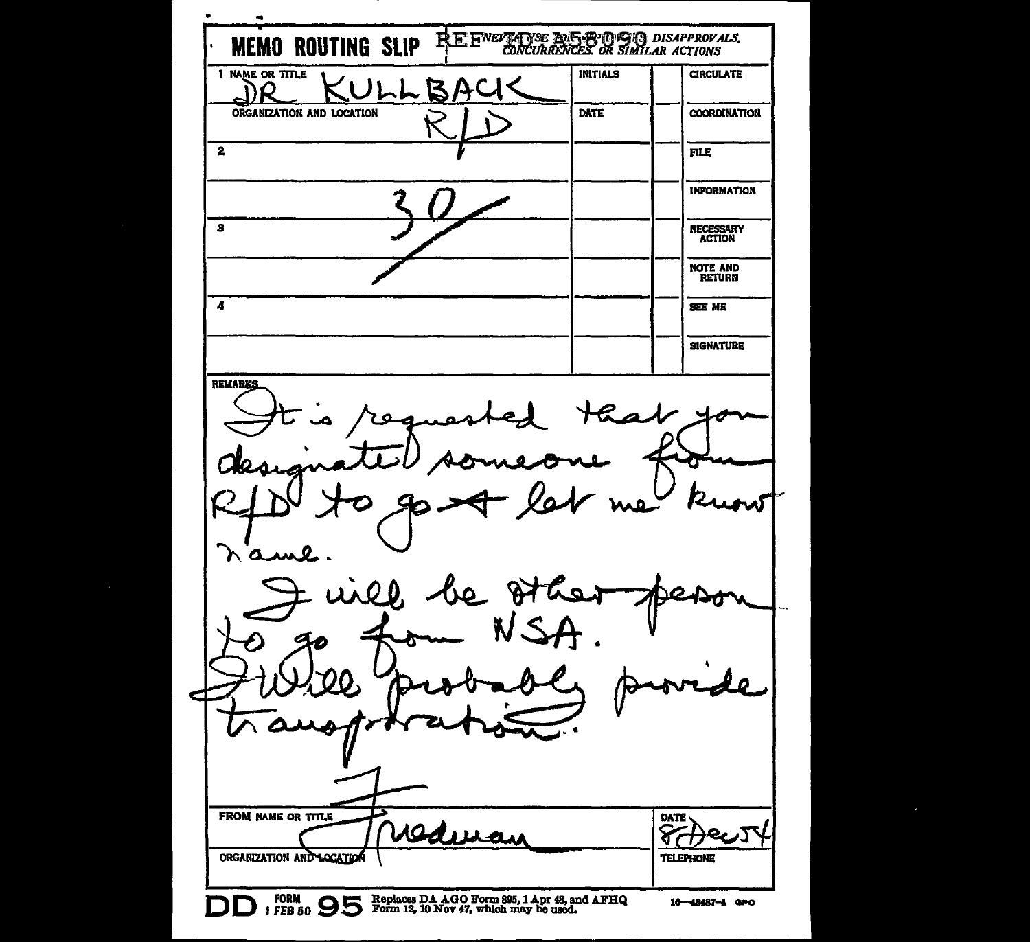**MEMO ROUTING SLIP** REF ID:A58090 *NEVER USE FOR APPROVALS, DISAPPROVALS, CONCURRENCES, OR SIMILAR ACTIONS*

| | INITIALS | | |
|---|---|---|---|
| 1 NAME OR TITLE: DR KULLBACK | INITIALS | | CIRCULATE |
| ORGANIZATION AND LOCATION: R/D | DATE | | COORDINATION |
| 2 | | | FILE |
| 30 | | | INFORMATION |
| 3 | | | NECESSARY ACTION |
| | | | NOTE AND RETURN |
| 4 | | | SEE ME |
| | | | SIGNATURE |

REMARKS

It is requested that you designate someone from R/D to go & let me know name.

I will be other person to go from NSA.

Will probably provide transportation.

F

FROM NAME OR TITLE: Friedman

DATE: 8 Dec 54

ORGANIZATION AND LOCATION

TELEPHONE

DD FORM 1 FEB 50 95 Replaces DA AGO Form 895, 1 Apr 48, and AFHQ Form 12, 10 Nov 47, which may be used. 16—48487-4 GPO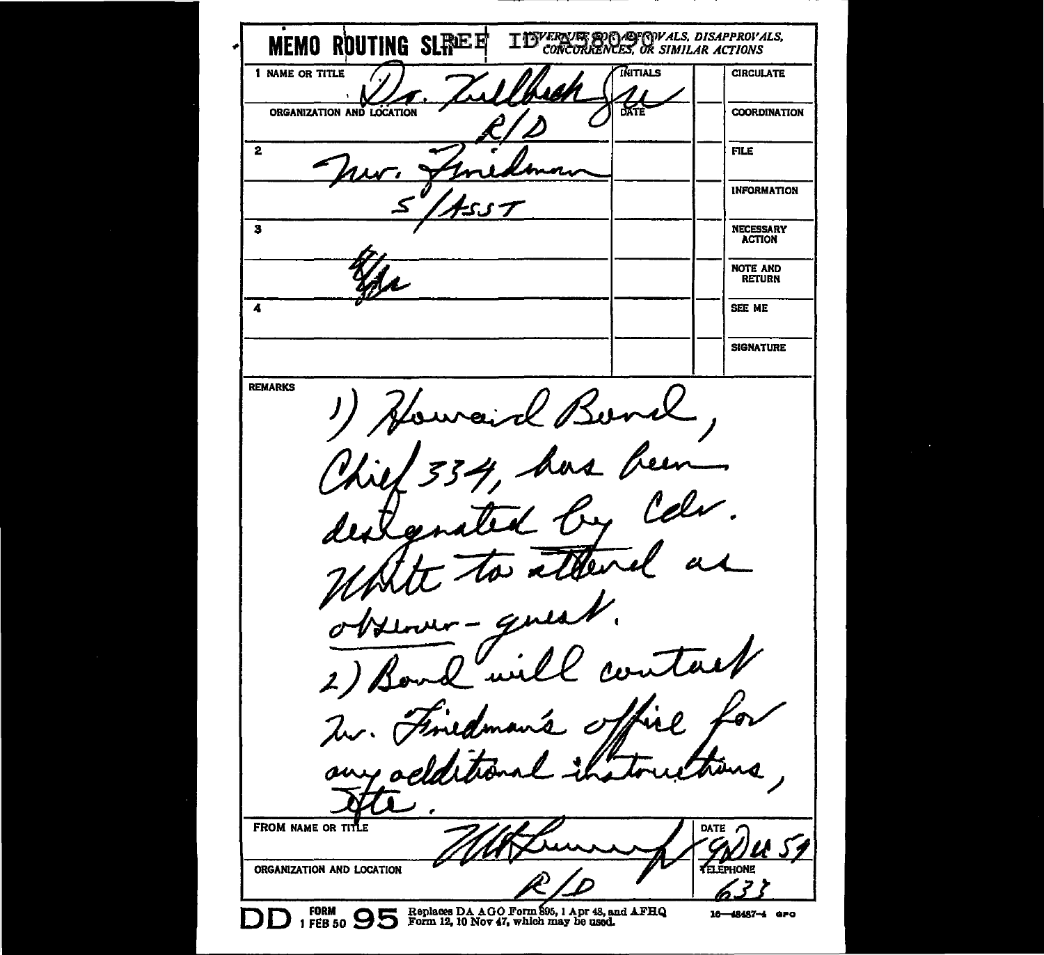# MEMO ROUTING SLIP

ID A58090

NEVER USE FOR APPROVALS, DISAPPROVALS, CONCURRENCES, OR SIMILAR ACTIONS

| | NAME OR TITLE | INITIALS | | |
|---|---|---|---|---|
| 1 | Dr. Kullback | SK | | CIRCULATE |
| | ORGANIZATION AND LOCATION: R/D | DATE | | COORDINATION |
| 2 | Mr. Friedman | | | FILE |
| | S/ASST | | | INFORMATION |
| 3 | | | | NECESSARY ACTION |
| | file | | | NOTE AND RETURN |
| 4 | | | | SEE ME |
| | | | | SIGNATURE |

**REMARKS**

1) Howard Bond, Chief 334, has been designated by Cdr. White to attend as observer-guest.

2) Bond will contact Mr. Friedman's office for any additional instructions, etc.

FROM NAME OR TITLE: [signature] | DATE: 9 Jul 51

ORGANIZATION AND LOCATION: R/D | TELEPHONE: 633

DD FORM 95, 1 FEB 50 — Replaces DA AGO Form 895, 1 Apr 48, and AFHQ Form 12, 10 Nov 47, which may be used. 16—48487-4 GPO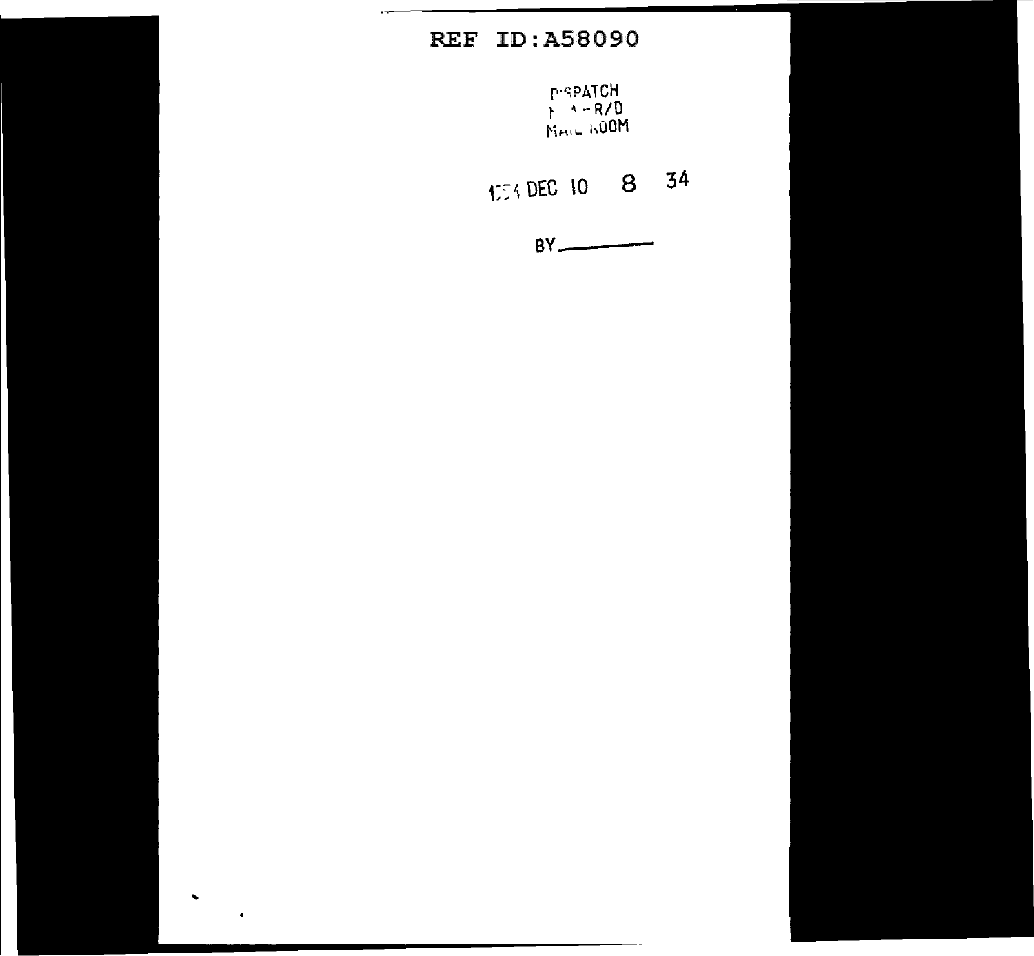REF ID:A58090

DISPATCH
N A - R/D
MAIL ROOM

1954 DEC 10 8 34

BY \_\_\_\_\_\_\_\_